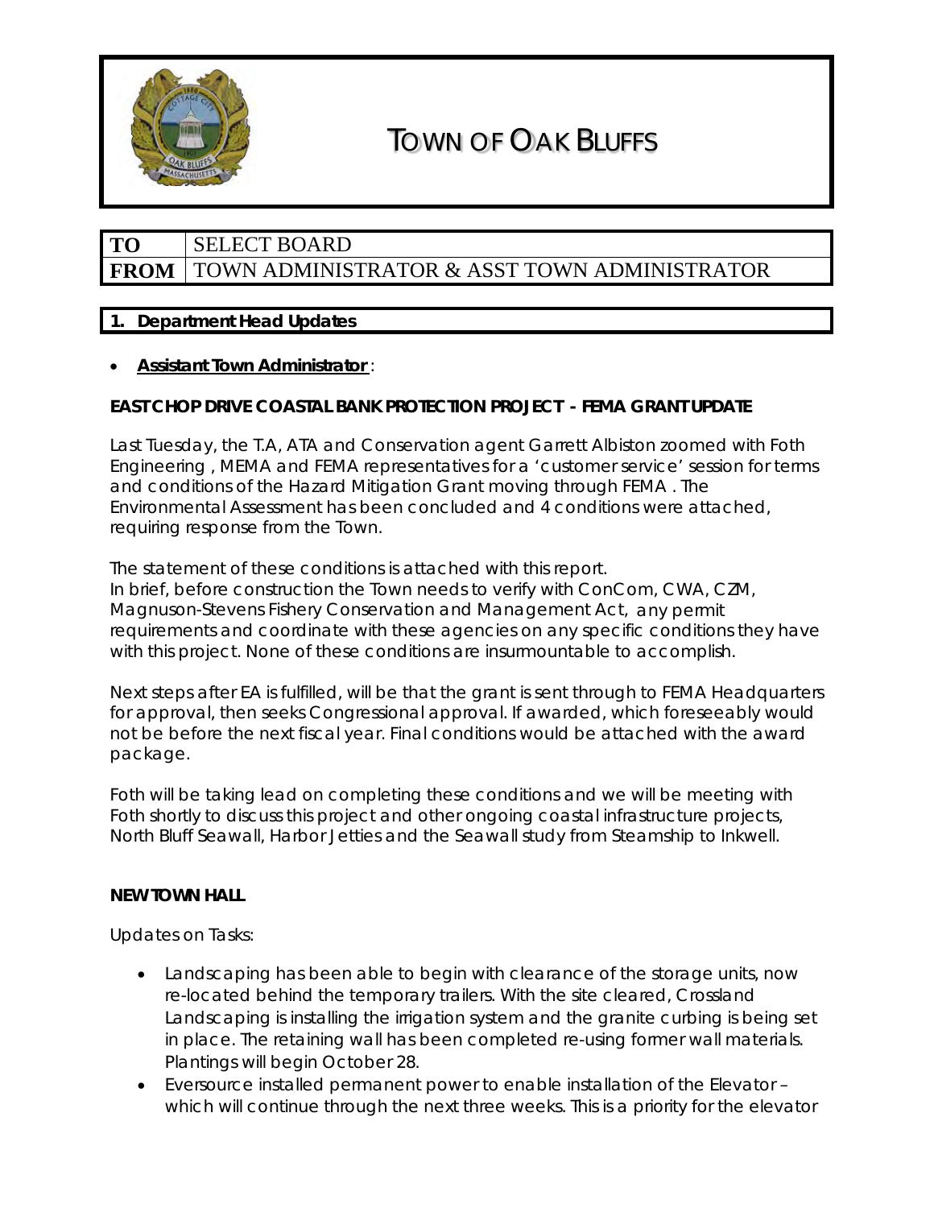# TOWN OF OAK BLUFFS

| TO | SELECT BOARD |
|---|---|
| FROM | TOWN ADMINISTRATOR & ASST TOWN ADMINISTRATOR |

## 1. Department Head Updates

- **Assistant Town Administrator** :

**EAST CHOP DRIVE COASTAL BANK PROTECTION PROJECT - FEMA GRANT UPDATE**

Last Tuesday, the T.A, ATA and Conservation agent Garrett Albiston zoomed with Foth Engineering , MEMA and FEMA representatives for a 'customer service' session for terms and conditions of the Hazard Mitigation Grant moving through FEMA . The Environmental Assessment has been concluded and 4 conditions were attached, requiring response from the Town.

The statement of these conditions is attached with this report.
In brief, before construction the Town needs to verify with ConCom, CWA, CZM, Magnuson-Stevens Fishery Conservation and Management Act, any permit requirements and coordinate with these agencies on any specific conditions they have with this project. None of these conditions are insurmountable to accomplish.

Next steps after EA is fulfilled, will be that the grant is sent through to FEMA Headquarters for approval, then seeks Congressional approval. If awarded, which foreseeably would not be before the next fiscal year. Final conditions would be attached with the award package.

Foth will be taking lead on completing these conditions and we will be meeting with Foth shortly to discuss this project and other ongoing coastal infrastructure projects, North Bluff Seawall, Harbor Jetties and the Seawall study from Steamship to Inkwell.

**NEW TOWN HALL**

Updates on Tasks:

- Landscaping has been able to begin with clearance of the storage units, now re-located behind the temporary trailers. With the site cleared, Crossland Landscaping is installing the irrigation system and the granite curbing is being set in place. The retaining wall has been completed re-using former wall materials. Plantings will begin October 28.
- Eversource installed permanent power to enable installation of the Elevator – which will continue through the next three weeks. This is a priority for the elevator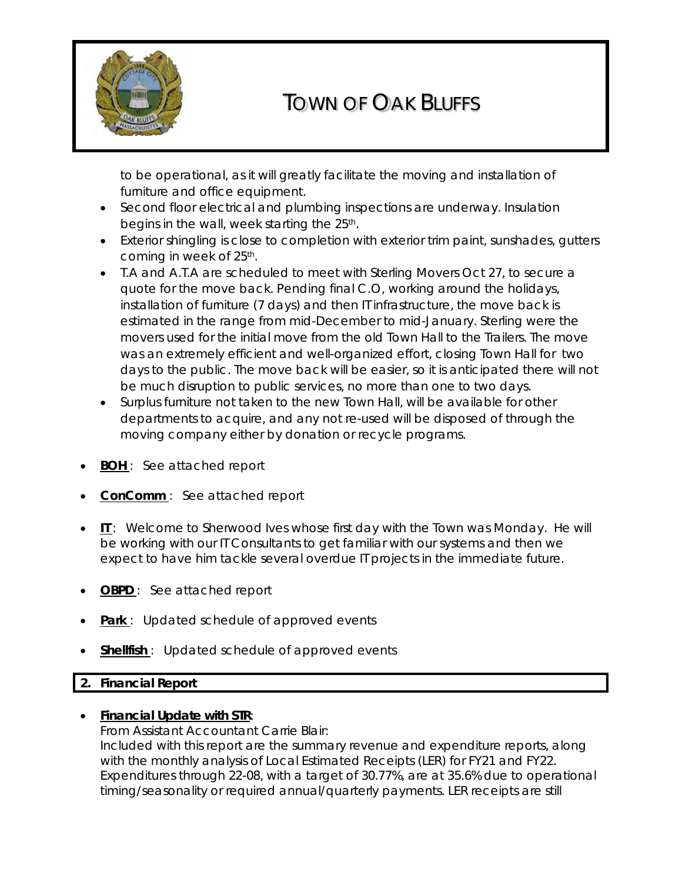to be operational, as it will greatly facilitate the moving and installation of furniture and office equipment.

- Second floor electrical and plumbing inspections are underway. Insulation begins in the wall, week starting the 25th.
- Exterior shingling is close to completion with exterior trim paint, sunshades, gutters coming in week of 25th.
- T.A and A.T.A are scheduled to meet with Sterling Movers Oct 27, to secure a quote for the move back. Pending final C.O, working around the holidays, installation of furniture (7 days) and then IT infrastructure, the move back is estimated in the range from mid-December to mid-January. Sterling were the movers used for the initial move from the old Town Hall to the Trailers. The move was an extremely efficient and well-organized effort, closing Town Hall for two days to the public. The move back will be easier, so it is anticipated there will not be much disruption to public services, no more than one to two days.
- Surplus furniture not taken to the new Town Hall, will be available for other departments to acquire, and any not re-used will be disposed of through the moving company either by donation or recycle programs.

- **BOH**: See attached report
- **ConComm**: See attached report
- **IT**: Welcome to Sherwood Ives whose first day with the Town was Monday. He will be working with our IT Consultants to get familiar with our systems and then we expect to have him tackle several overdue IT projects in the immediate future.
- **OBPD**: See attached report
- **Park**: Updated schedule of approved events
- **Shellfish**: Updated schedule of approved events

## 2. Financial Report

- **Financial Update with STR**:
  From Assistant Accountant Carrie Blair:
  Included with this report are the summary revenue and expenditure reports, along with the monthly analysis of Local Estimated Receipts (LER) for FY21 and FY22. Expenditures through 22-08, with a target of 30.77%, are at 35.6% due to operational timing/seasonality or required annual/quarterly payments. LER receipts are still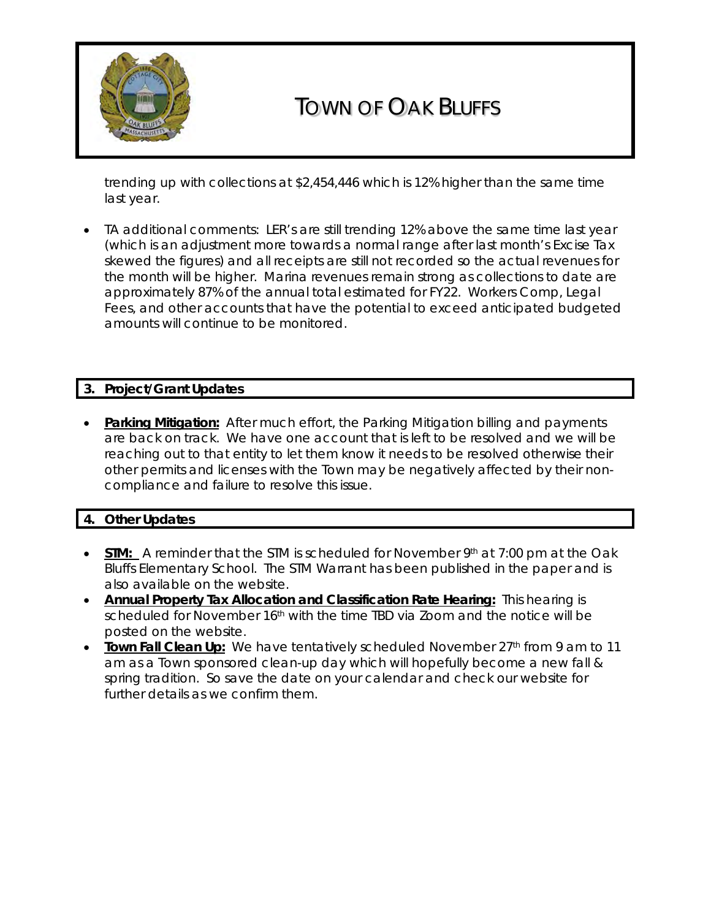trending up with collections at $2,454,446 which is 12% higher than the same time last year.

- TA additional comments: LER's are still trending 12% above the same time last year (which is an adjustment more towards a normal range after last month's Excise Tax skewed the figures) and all receipts are still not recorded so the actual revenues for the month will be higher. Marina revenues remain strong as collections to date are approximately 87% of the annual total estimated for FY22. Workers Comp, Legal Fees, and other accounts that have the potential to exceed anticipated budgeted amounts will continue to be monitored.

## 3. Project/Grant Updates

- **Parking Mitigation:** After much effort, the Parking Mitigation billing and payments are back on track. We have one account that is left to be resolved and we will be reaching out to that entity to let them know it needs to be resolved otherwise their other permits and licenses with the Town may be negatively affected by their non-compliance and failure to resolve this issue.

## 4. Other Updates

- **STM:** A reminder that the STM is scheduled for November 9th at 7:00 pm at the Oak Bluffs Elementary School. The STM Warrant has been published in the paper and is also available on the website.
- **Annual Property Tax Allocation and Classification Rate Hearing:** This hearing is scheduled for November 16th with the time TBD via Zoom and the notice will be posted on the website.
- **Town Fall Clean Up:** We have tentatively scheduled November 27th from 9 am to 11 am as a Town sponsored clean-up day which will hopefully become a new fall & spring tradition. So save the date on your calendar and check our website for further details as we confirm them.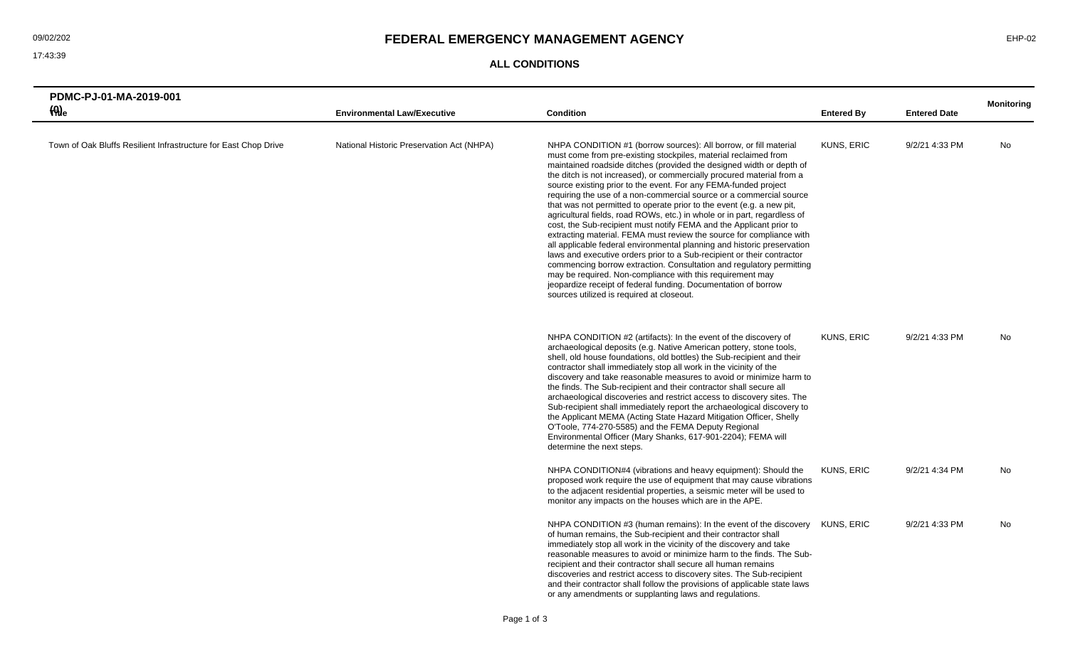## FEDERAL EMERGENCY MANAGEMENT AGENCY

### ALL CONDITIONS

**PDMC-PJ-01-MA-2019-001 (0)**

| Title | Environmental Law/Executive | Condition | Entered By | Entered Date | Monitoring |
|---|---|---|---|---|---|
| Town of Oak Bluffs Resilient Infrastructure for East Chop Drive | National Historic Preservation Act (NHPA) | NHPA CONDITION #1 (borrow sources): All borrow, or fill material must come from pre-existing stockpiles, material reclaimed from maintained roadside ditches (provided the designed width or depth of the ditch is not increased), or commercially procured material from a source existing prior to the event. For any FEMA-funded project requiring the use of a non-commercial source or a commercial source that was not permitted to operate prior to the event (e.g. a new pit, agricultural fields, road ROWs, etc.) in whole or in part, regardless of cost, the Sub-recipient must notify FEMA and the Applicant prior to extracting material. FEMA must review the source for compliance with all applicable federal environmental planning and historic preservation laws and executive orders prior to a Sub-recipient or their contractor commencing borrow extraction. Consultation and regulatory permitting may be required. Non-compliance with this requirement may jeopardize receipt of federal funding. Documentation of borrow sources utilized is required at closeout. | KUNS, ERIC | 9/2/21 4:33 PM | No |
| | | NHPA CONDITION #2 (artifacts): In the event of the discovery of archaeological deposits (e.g. Native American pottery, stone tools, shell, old house foundations, old bottles) the Sub-recipient and their contractor shall immediately stop all work in the vicinity of the discovery and take reasonable measures to avoid or minimize harm to the finds. The Sub-recipient and their contractor shall secure all archaeological discoveries and restrict access to discovery sites. The Sub-recipient shall immediately report the archaeological discovery to the Applicant MEMA (Acting State Hazard Mitigation Officer, Shelly O'Toole, 774-270-5585) and the FEMA Deputy Regional Environmental Officer (Mary Shanks, 617-901-2204); FEMA will determine the next steps. | KUNS, ERIC | 9/2/21 4:33 PM | No |
| | | NHPA CONDITION#4 (vibrations and heavy equipment): Should the proposed work require the use of equipment that may cause vibrations to the adjacent residential properties, a seismic meter will be used to monitor any impacts on the houses which are in the APE. | KUNS, ERIC | 9/2/21 4:34 PM | No |
| | | NHPA CONDITION #3 (human remains): In the event of the discovery of human remains, the Sub-recipient and their contractor shall immediately stop all work in the vicinity of the discovery and take reasonable measures to avoid or minimize harm to the finds. The Sub-recipient and their contractor shall secure all human remains discoveries and restrict access to discovery sites. The Sub-recipient and their contractor shall follow the provisions of applicable state laws or any amendments or supplanting laws and regulations. | KUNS, ERIC | 9/2/21 4:33 PM | No |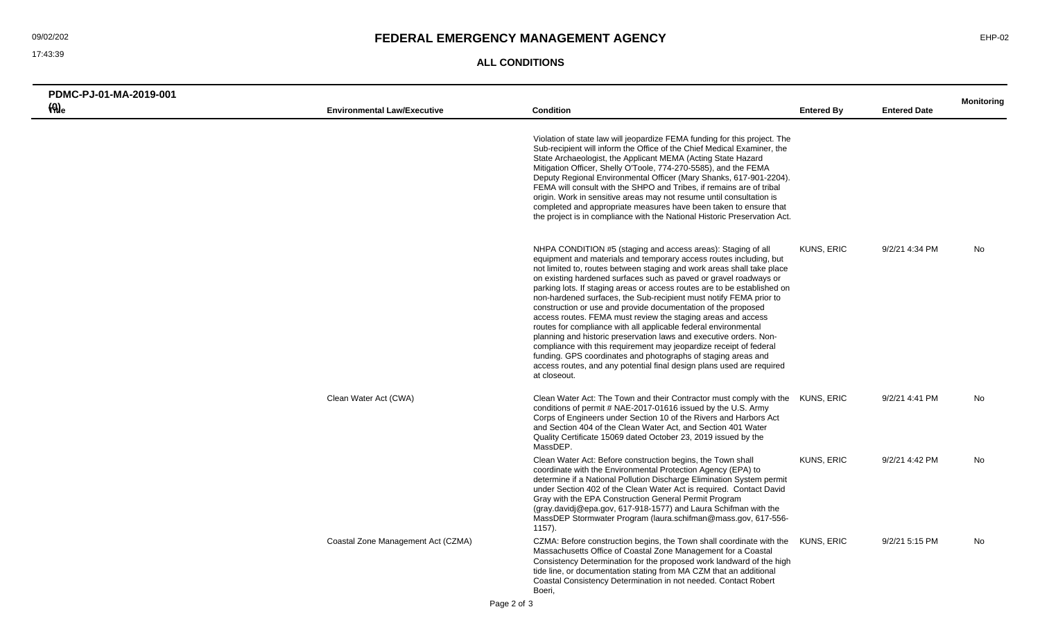# FEDERAL EMERGENCY MANAGEMENT AGENCY

## ALL CONDITIONS

**PDMC-PJ-01-MA-2019-001 (0)**

| Title | Environmental Law/Executive | Condition | Entered By | Entered Date | Monitoring |
|---|---|---|---|---|---|
| | | Violation of state law will jeopardize FEMA funding for this project. The Sub-recipient will inform the Office of the Chief Medical Examiner, the State Archaeologist, the Applicant MEMA (Acting State Hazard Mitigation Officer, Shelly O'Toole, 774-270-5585), and the FEMA Deputy Regional Environmental Officer (Mary Shanks, 617-901-2204). FEMA will consult with the SHPO and Tribes, if remains are of tribal origin. Work in sensitive areas may not resume until consultation is completed and appropriate measures have been taken to ensure that the project is in compliance with the National Historic Preservation Act. | | | |
| | | NHPA CONDITION #5 (staging and access areas): Staging of all equipment and materials and temporary access routes including, but not limited to, routes between staging and work areas shall take place on existing hardened surfaces such as paved or gravel roadways or parking lots. If staging areas or access routes are to be established on non-hardened surfaces, the Sub-recipient must notify FEMA prior to construction or use and provide documentation of the proposed access routes. FEMA must review the staging areas and access routes for compliance with all applicable federal environmental planning and historic preservation laws and executive orders. Non-compliance with this requirement may jeopardize receipt of federal funding. GPS coordinates and photographs of staging areas and access routes, and any potential final design plans used are required at closeout. | KUNS, ERIC | 9/2/21 4:34 PM | No |
| | Clean Water Act (CWA) | Clean Water Act: The Town and their Contractor must comply with the conditions of permit # NAE-2017-01616 issued by the U.S. Army Corps of Engineers under Section 10 of the Rivers and Harbors Act and Section 404 of the Clean Water Act, and Section 401 Water Quality Certificate 15069 dated October 23, 2019 issued by the MassDEP. | KUNS, ERIC | 9/2/21 4:41 PM | No |
| | | Clean Water Act: Before construction begins, the Town shall coordinate with the Environmental Protection Agency (EPA) to determine if a National Pollution Discharge Elimination System permit under Section 402 of the Clean Water Act is required. Contact David Gray with the EPA Construction General Permit Program (gray.davidj@epa.gov, 617-918-1577) and Laura Schifman with the MassDEP Stormwater Program (laura.schifman@mass.gov, 617-556-1157). | KUNS, ERIC | 9/2/21 4:42 PM | No |
| | Coastal Zone Management Act (CZMA) | CZMA: Before construction begins, the Town shall coordinate with the Massachusetts Office of Coastal Zone Management for a Coastal Consistency Determination for the proposed work landward of the high tide line, or documentation stating from MA CZM that an additional Coastal Consistency Determination in not needed. Contact Robert Boeri, | KUNS, ERIC | 9/2/21 5:15 PM | No |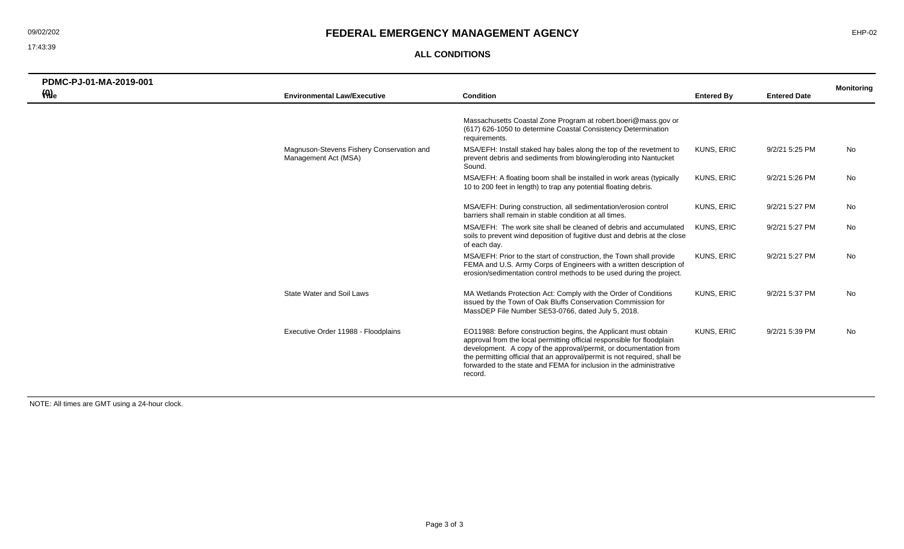# FEDERAL EMERGENCY MANAGEMENT AGENCY

## ALL CONDITIONS

**PDMC-PJ-01-MA-2019-001 (0)**

| Title | Environmental Law/Executive | Condition | Entered By | Entered Date | Monitoring |
|---|---|---|---|---|---|
| | | Massachusetts Coastal Zone Program at robert.boeri@mass.gov or (617) 626-1050 to determine Coastal Consistency Determination requirements. | | | |
| | Magnuson-Stevens Fishery Conservation and Management Act (MSA) | MSA/EFH: Install staked hay bales along the top of the revetment to prevent debris and sediments from blowing/eroding into Nantucket Sound. | KUNS, ERIC | 9/2/21 5:25 PM | No |
| | | MSA/EFH: A floating boom shall be installed in work areas (typically 10 to 200 feet in length) to trap any potential floating debris. | KUNS, ERIC | 9/2/21 5:26 PM | No |
| | | MSA/EFH: During construction, all sedimentation/erosion control barriers shall remain in stable condition at all times. | KUNS, ERIC | 9/2/21 5:27 PM | No |
| | | MSA/EFH: The work site shall be cleaned of debris and accumulated soils to prevent wind deposition of fugitive dust and debris at the close of each day. | KUNS, ERIC | 9/2/21 5:27 PM | No |
| | | MSA/EFH: Prior to the start of construction, the Town shall provide FEMA and U.S. Army Corps of Engineers with a written description of erosion/sedimentation control methods to be used during the project. | KUNS, ERIC | 9/2/21 5:27 PM | No |
| | State Water and Soil Laws | MA Wetlands Protection Act: Comply with the Order of Conditions issued by the Town of Oak Bluffs Conservation Commission for MassDEP File Number SE53-0766, dated July 5, 2018. | KUNS, ERIC | 9/2/21 5:37 PM | No |
| | Executive Order 11988 - Floodplains | EO11988: Before construction begins, the Applicant must obtain approval from the local permitting official responsible for floodplain development. A copy of the approval/permit, or documentation from the permitting official that an approval/permit is not required, shall be forwarded to the state and FEMA for inclusion in the administrative record. | KUNS, ERIC | 9/2/21 5:39 PM | No |

NOTE: All times are GMT using a 24-hour clock.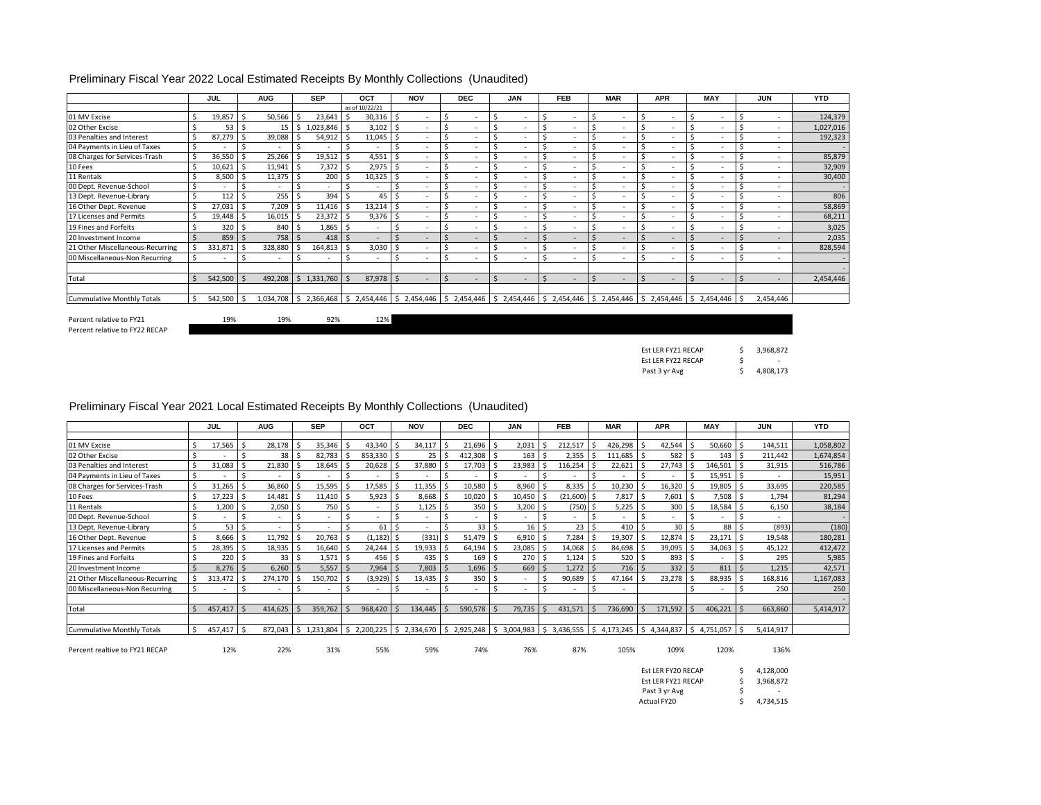## Preliminary Fiscal Year 2022 Local Estimated Receipts By Monthly Collections (Unaudited)

| | JUL | AUG | SEP | OCT | NOV | DEC | JAN | FEB | MAR | APR | MAY | JUN | YTD |
|---|---|---|---|---|---|---|---|---|---|---|---|---|---|
| | | | | as of 10/22/21 | | | | | | | | | |
| 01 MV Excise | $ 19,857 | $ 50,566 | $ 23,641 | $ 30,316 | $ - | $ - | $ - | $ - | $ - | $ - | $ - | $ - | 124,379 |
| 02 Other Excise | $ 53 | $ 15 | $ 1,023,846 | $ 3,102 | $ - | $ - | $ - | $ - | $ - | $ - | $ - | $ - | 1,027,016 |
| 03 Penalties and Interest | $ 87,279 | $ 39,088 | $ 54,912 | $ 11,045 | $ - | $ - | $ - | $ - | $ - | $ - | $ - | $ - | 192,323 |
| 04 Payments in Lieu of Taxes | $ - | $ - | $ - | $ - | $ - | $ - | $ - | $ - | $ - | $ - | $ - | $ - | - |
| 08 Charges for Services-Trash | $ 36,550 | $ 25,266 | $ 19,512 | $ 4,551 | $ - | $ - | $ - | $ - | $ - | $ - | $ - | $ - | 85,879 |
| 10 Fees | $ 10,621 | $ 11,941 | $ 7,372 | $ 2,975 | $ - | $ - | $ - | $ - | $ - | $ - | $ - | $ - | 32,909 |
| 11 Rentals | $ 8,500 | $ 11,375 | $ 200 | $ 10,325 | $ - | $ - | $ - | $ - | $ - | $ - | $ - | $ - | 30,400 |
| 00 Dept. Revenue-School | $ - | $ - | $ - | $ - | $ - | $ - | $ - | $ - | $ - | $ - | $ - | $ - | - |
| 13 Dept. Revenue-Library | $ 112 | $ 255 | $ 394 | $ 45 | $ - | $ - | $ - | $ - | $ - | $ - | $ - | $ - | 806 |
| 16 Other Dept. Revenue | $ 27,031 | $ 7,209 | $ 11,416 | $ 13,214 | $ - | $ - | $ - | $ - | $ - | $ - | $ - | $ - | 58,869 |
| 17 Licenses and Permits | $ 19,448 | $ 16,015 | $ 23,372 | $ 9,376 | $ - | $ - | $ - | $ - | $ - | $ - | $ - | $ - | 68,211 |
| 19 Fines and Forfeits | $ 320 | $ 840 | $ 1,865 | $ - | $ - | $ - | $ - | $ - | $ - | $ - | $ - | $ - | 3,025 |
| 20 Investment Income | $ 859 | $ 758 | $ 418 | $ - | $ - | $ - | $ - | $ - | $ - | $ - | $ - | $ - | 2,035 |
| 21 Other Miscellaneous-Recurring | $ 331,871 | $ 328,880 | $ 164,813 | $ 3,030 | $ - | $ - | $ - | $ - | $ - | $ - | $ - | $ - | 828,594 |
| 00 Miscellaneous-Non Recurring | $ - | $ - | $ - | $ - | $ - | $ - | $ - | $ - | $ - | $ - | $ - | $ - | - |
| | | | | | | | | | | | | | - |
| Total | $ 542,500 | $ 492,208 | $ 1,331,760 | $ 87,978 | $ - | $ - | $ - | $ - | $ - | $ - | $ - | $ - | 2,454,446 |
| Cummulative Monthly Totals | $ 542,500 | $ 1,034,708 | $ 2,366,468 | $ 2,454,446 | $ 2,454,446 | $ 2,454,446 | $ 2,454,446 | $ 2,454,446 | $ 2,454,446 | $ 2,454,446 | $ 2,454,446 | $ 2,454,446 | |

| | JUL | AUG | SEP | OCT |
|---|---|---|---|---|
| Percent relative to FY21 | 19% | 19% | 92% | 12% |
| Percent relative to FY22 RECAP | | | | |

| | |
|---|---|
| Est LER FY21 RECAP | $ 3,968,872 |
| Est LER FY22 RECAP | $ - |
| Past 3 yr Avg | $ 4,808,173 |

## Preliminary Fiscal Year 2021 Local Estimated Receipts By Monthly Collections (Unaudited)

| | JUL | AUG | SEP | OCT | NOV | DEC | JAN | FEB | MAR | APR | MAY | JUN | YTD |
|---|---|---|---|---|---|---|---|---|---|---|---|---|---|
| 01 MV Excise | $ 17,565 | $ 28,178 | $ 35,346 | $ 43,340 | $ 34,117 | $ 21,696 | $ 2,031 | $ 212,517 | $ 426,298 | $ 42,544 | $ 50,660 | $ 144,511 | 1,058,802 |
| 02 Other Excise | $ - | $ 38 | $ 82,783 | $ 853,330 | $ 25 | $ 412,308 | $ 163 | $ 2,355 | $ 111,685 | $ 582 | $ 143 | $ 211,442 | 1,674,854 |
| 03 Penalties and Interest | $ 31,083 | $ 21,830 | $ 18,645 | $ 20,628 | $ 37,880 | $ 17,703 | $ 23,983 | $ 116,254 | $ 22,621 | $ 27,743 | $ 146,501 | $ 31,915 | 516,786 |
| 04 Payments in Lieu of Taxes | $ - | $ - | $ - | $ - | $ - | $ - | $ - | $ - | $ - | $ - | $ 15,951 | $ - | 15,951 |
| 08 Charges for Services-Trash | $ 31,265 | $ 36,860 | $ 15,595 | $ 17,585 | $ 11,355 | $ 10,580 | $ 8,960 | $ 8,335 | $ 10,230 | $ 16,320 | $ 19,805 | $ 33,695 | 220,585 |
| 10 Fees | $ 17,223 | $ 14,481 | $ 11,410 | $ 5,923 | $ 8,668 | $ 10,020 | $ 10,450 | $ (21,600) | $ 7,817 | $ 7,601 | $ 7,508 | $ 1,794 | 81,294 |
| 11 Rentals | $ 1,200 | $ 2,050 | $ 750 | $ - | $ 1,125 | $ 350 | $ 3,200 | $ (750) | $ 5,225 | $ 300 | $ 18,584 | $ 6,150 | 38,184 |
| 00 Dept. Revenue-School | $ - | $ - | $ - | $ - | $ - | $ - | $ - | $ - | $ - | $ - | $ - | $ - | - |
| 13 Dept. Revenue-Library | $ 53 | $ - | $ - | $ 61 | $ - | $ 33 | $ 16 | $ 23 | $ 410 | $ 30 | $ 88 | $ (893) | (180) |
| 16 Other Dept. Revenue | $ 8,666 | $ 11,792 | $ 20,763 | $ (1,182) | $ (331) | $ 51,479 | $ 6,910 | $ 7,284 | $ 19,307 | $ 12,874 | $ 23,171 | $ 19,548 | 180,281 |
| 17 Licenses and Permits | $ 28,395 | $ 18,935 | $ 16,640 | $ 24,244 | $ 19,933 | $ 64,194 | $ 23,085 | $ 14,068 | $ 84,698 | $ 39,095 | $ 34,063 | $ 45,122 | 412,472 |
| 19 Fines and Forfeits | $ 220 | $ 33 | $ 1,571 | $ 456 | $ 435 | $ 169 | $ 270 | $ 1,124 | $ 520 | $ 893 | $ - | $ 295 | 5,985 |
| 20 Investment Income | $ 8,276 | $ 6,260 | $ 5,557 | $ 7,964 | $ 7,803 | $ 1,696 | $ 669 | $ 1,272 | $ 716 | $ 332 | $ 811 | $ 1,215 | 42,571 |
| 21 Other Miscellaneous-Recurring | $ 313,472 | $ 274,170 | $ 150,702 | $ (3,929) | $ 13,435 | $ 350 | $ - | $ 90,689 | $ 47,164 | $ 23,278 | $ 88,935 | $ 168,816 | 1,167,083 |
| 00 Miscellaneous-Non Recurring | $ - | $ - | $ - | $ - | $ - | $ - | $ - | $ - | $ - | | $ - | $ 250 | 250 |
| | | | | | | | | | | | | | - |
| Total | $ 457,417 | $ 414,625 | $ 359,762 | $ 968,420 | $ 134,445 | $ 590,578 | $ 79,735 | $ 431,571 | $ 736,690 | $ 171,592 | $ 406,221 | $ 663,860 | 5,414,917 |
| Cummulative Monthly Totals | $ 457,417 | $ 872,043 | $ 1,231,804 | $ 2,200,225 | $ 2,334,670 | $ 2,925,248 | $ 3,004,983 | $ 3,436,555 | $ 4,173,245 | $ 4,344,837 | $ 4,751,057 | $ 5,414,917 | |
| Percent realtive to FY21 RECAP | 12% | 22% | 31% | 55% | 59% | 74% | 76% | 87% | 105% | 109% | 120% | 136% | |

| | |
|---|---|
| Est LER FY20 RECAP | $ 4,128,000 |
| Est LER FY21 RECAP | $ 3,968,872 |
| Past 3 yr Avg | $ - |
| Actual FY20 | $ 4,734,515 |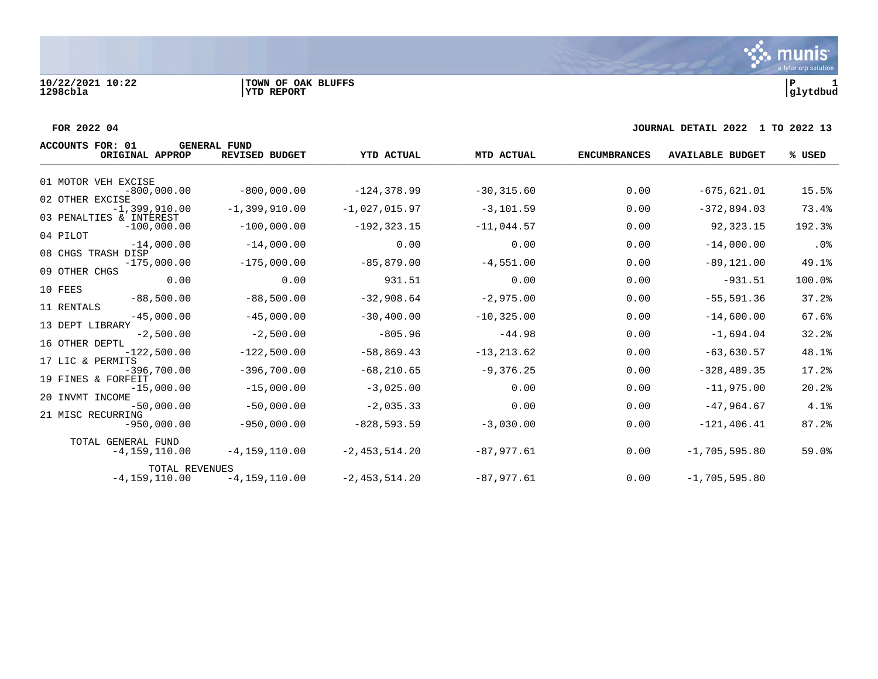10/22/2021 10:22 | TOWN OF OAK BLUFFS | P 1
1298cbla | YTD REPORT | glytdbud

FOR 2022 04 — JOURNAL DETAIL 2022 1 TO 2022 13

ACCOUNTS FOR: 01 GENERAL FUND

| ACCOUNT | ORIGINAL APPROP | REVISED BUDGET | YTD ACTUAL | MTD ACTUAL | ENCUMBRANCES | AVAILABLE BUDGET | % USED |
|---|---|---|---|---|---|---|---|
| 01 MOTOR VEH EXCISE | -800,000.00 | -800,000.00 | -124,378.99 | -30,315.60 | 0.00 | -675,621.01 | 15.5% |
| 02 OTHER EXCISE | -1,399,910.00 | -1,399,910.00 | -1,027,015.97 | -3,101.59 | 0.00 | -372,894.03 | 73.4% |
| 03 PENALTIES & INTEREST | -100,000.00 | -100,000.00 | -192,323.15 | -11,044.57 | 0.00 | 92,323.15 | 192.3% |
| 04 PILOT | -14,000.00 | -14,000.00 | 0.00 | 0.00 | 0.00 | -14,000.00 | .0% |
| 08 CHGS TRASH DISP | -175,000.00 | -175,000.00 | -85,879.00 | -4,551.00 | 0.00 | -89,121.00 | 49.1% |
| 09 OTHER CHGS | 0.00 | 0.00 | 931.51 | 0.00 | 0.00 | -931.51 | 100.0% |
| 10 FEES | -88,500.00 | -88,500.00 | -32,908.64 | -2,975.00 | 0.00 | -55,591.36 | 37.2% |
| 11 RENTALS | -45,000.00 | -45,000.00 | -30,400.00 | -10,325.00 | 0.00 | -14,600.00 | 67.6% |
| 13 DEPT LIBRARY | -2,500.00 | -2,500.00 | -805.96 | -44.98 | 0.00 | -1,694.04 | 32.2% |
| 16 OTHER DEPTL | -122,500.00 | -122,500.00 | -58,869.43 | -13,213.62 | 0.00 | -63,630.57 | 48.1% |
| 17 LIC & PERMITS | -396,700.00 | -396,700.00 | -68,210.65 | -9,376.25 | 0.00 | -328,489.35 | 17.2% |
| 19 FINES & FORFEIT | -15,000.00 | -15,000.00 | -3,025.00 | 0.00 | 0.00 | -11,975.00 | 20.2% |
| 20 INVMT INCOME | -50,000.00 | -50,000.00 | -2,035.33 | 0.00 | 0.00 | -47,964.67 | 4.1% |
| 21 MISC RECURRING | -950,000.00 | -950,000.00 | -828,593.59 | -3,030.00 | 0.00 | -121,406.41 | 87.2% |
| TOTAL GENERAL FUND | -4,159,110.00 | -4,159,110.00 | -2,453,514.20 | -87,977.61 | 0.00 | -1,705,595.80 | 59.0% |
| TOTAL REVENUES | -4,159,110.00 | -4,159,110.00 | -2,453,514.20 | -87,977.61 | 0.00 | -1,705,595.80 | |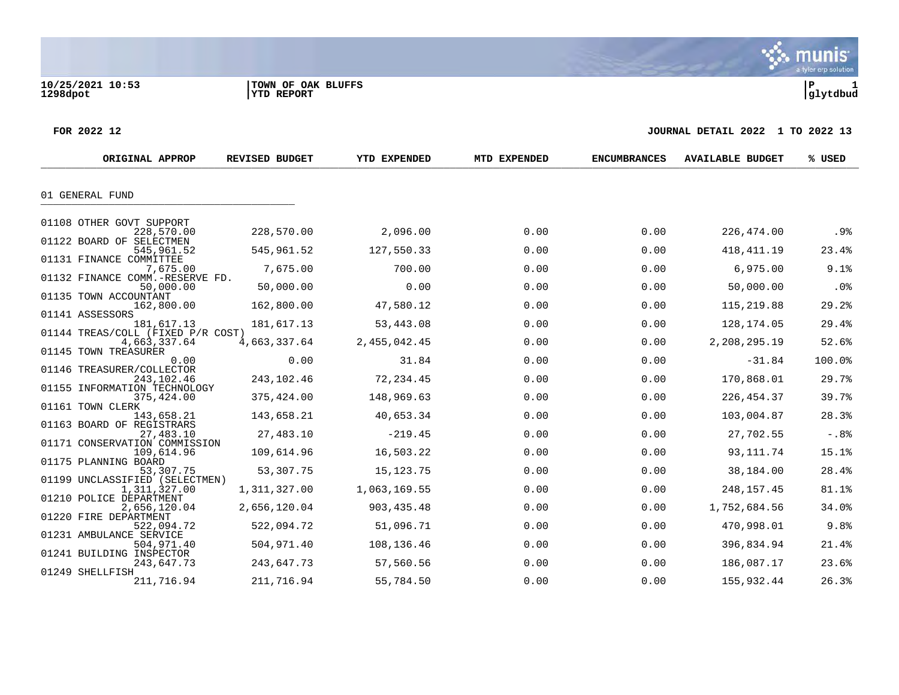**10/25/2021 10:53** | **TOWN OF OAK BLUFFS** | **P 1**
**1298dpot** | **YTD REPORT** | **glytdbud**

**FOR 2022 12** | **JOURNAL DETAIL 2022 1 TO 2022 13**

## 01 GENERAL FUND

| ACCOUNT | ORIGINAL APPROP | REVISED BUDGET | YTD EXPENDED | MTD EXPENDED | ENCUMBRANCES | AVAILABLE BUDGET | % USED |
|---|---|---|---|---|---|---|---|
| 01108 OTHER GOVT SUPPORT | 228,570.00 | 228,570.00 | 2,096.00 | 0.00 | 0.00 | 226,474.00 | .9% |
| 01122 BOARD OF SELECTMEN | 545,961.52 | 545,961.52 | 127,550.33 | 0.00 | 0.00 | 418,411.19 | 23.4% |
| 01131 FINANCE COMMITTEE | 7,675.00 | 7,675.00 | 700.00 | 0.00 | 0.00 | 6,975.00 | 9.1% |
| 01132 FINANCE COMM.-RESERVE FD. | 50,000.00 | 50,000.00 | 0.00 | 0.00 | 0.00 | 50,000.00 | .0% |
| 01135 TOWN ACCOUNTANT | 162,800.00 | 162,800.00 | 47,580.12 | 0.00 | 0.00 | 115,219.88 | 29.2% |
| 01141 ASSESSORS | 181,617.13 | 181,617.13 | 53,443.08 | 0.00 | 0.00 | 128,174.05 | 29.4% |
| 01144 TREAS/COLL (FIXED P/R COST) | 4,663,337.64 | 4,663,337.64 | 2,455,042.45 | 0.00 | 0.00 | 2,208,295.19 | 52.6% |
| 01145 TOWN TREASURER | 0.00 | 0.00 | 31.84 | 0.00 | 0.00 | -31.84 | 100.0% |
| 01146 TREASURER/COLLECTOR | 243,102.46 | 243,102.46 | 72,234.45 | 0.00 | 0.00 | 170,868.01 | 29.7% |
| 01155 INFORMATION TECHNOLOGY | 375,424.00 | 375,424.00 | 148,969.63 | 0.00 | 0.00 | 226,454.37 | 39.7% |
| 01161 TOWN CLERK | 143,658.21 | 143,658.21 | 40,653.34 | 0.00 | 0.00 | 103,004.87 | 28.3% |
| 01163 BOARD OF REGISTRARS | 27,483.10 | 27,483.10 | -219.45 | 0.00 | 0.00 | 27,702.55 | -.8% |
| 01171 CONSERVATION COMMISSION | 109,614.96 | 109,614.96 | 16,503.22 | 0.00 | 0.00 | 93,111.74 | 15.1% |
| 01175 PLANNING BOARD | 53,307.75 | 53,307.75 | 15,123.75 | 0.00 | 0.00 | 38,184.00 | 28.4% |
| 01199 UNCLASSIFIED (SELECTMEN) | 1,311,327.00 | 1,311,327.00 | 1,063,169.55 | 0.00 | 0.00 | 248,157.45 | 81.1% |
| 01210 POLICE DEPARTMENT | 2,656,120.04 | 2,656,120.04 | 903,435.48 | 0.00 | 0.00 | 1,752,684.56 | 34.0% |
| 01220 FIRE DEPARTMENT | 522,094.72 | 522,094.72 | 51,096.71 | 0.00 | 0.00 | 470,998.01 | 9.8% |
| 01231 AMBULANCE SERVICE | 504,971.40 | 504,971.40 | 108,136.46 | 0.00 | 0.00 | 396,834.94 | 21.4% |
| 01241 BUILDING INSPECTOR | 243,647.73 | 243,647.73 | 57,560.56 | 0.00 | 0.00 | 186,087.17 | 23.6% |
| 01249 SHELLFISH | 211,716.94 | 211,716.94 | 55,784.50 | 0.00 | 0.00 | 155,932.44 | 26.3% |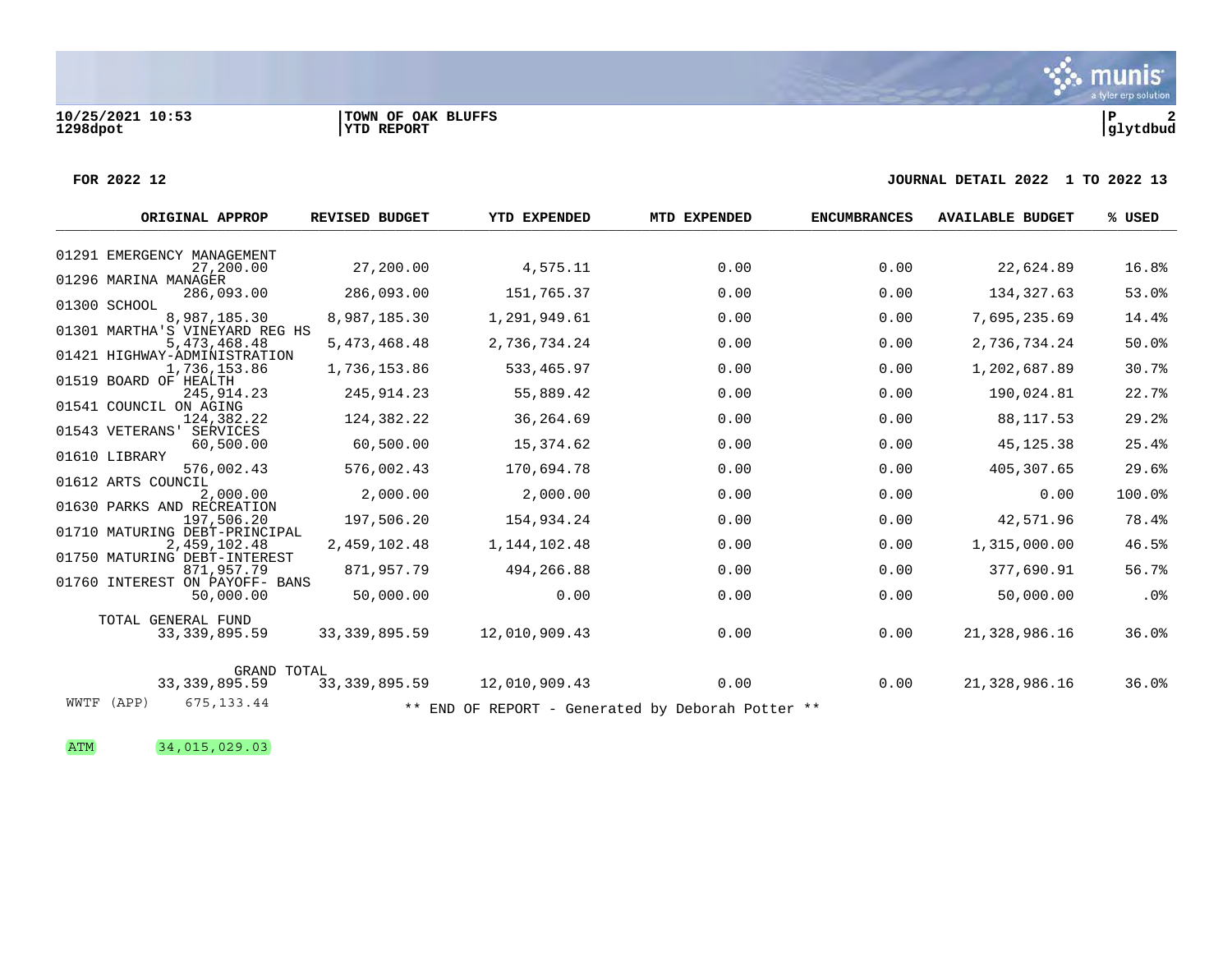10/25/2021 10:53 | TOWN OF OAK BLUFFS
1298dpot | YTD REPORT

FOR 2022 12 — JOURNAL DETAIL 2022 1 TO 2022 13

| | ORIGINAL APPROP | REVISED BUDGET | YTD EXPENDED | MTD EXPENDED | ENCUMBRANCES | AVAILABLE BUDGET | % USED |
|---|---|---|---|---|---|---|---|
| 01291 EMERGENCY MANAGEMENT | 27,200.00 | 27,200.00 | 4,575.11 | 0.00 | 0.00 | 22,624.89 | 16.8% |
| 01296 MARINA MANAGER | 286,093.00 | 286,093.00 | 151,765.37 | 0.00 | 0.00 | 134,327.63 | 53.0% |
| 01300 SCHOOL | 8,987,185.30 | 8,987,185.30 | 1,291,949.61 | 0.00 | 0.00 | 7,695,235.69 | 14.4% |
| 01301 MARTHA'S VINEYARD REG HS | 5,473,468.48 | 5,473,468.48 | 2,736,734.24 | 0.00 | 0.00 | 2,736,734.24 | 50.0% |
| 01421 HIGHWAY-ADMINISTRATION | 1,736,153.86 | 1,736,153.86 | 533,465.97 | 0.00 | 0.00 | 1,202,687.89 | 30.7% |
| 01519 BOARD OF HEALTH | 245,914.23 | 245,914.23 | 55,889.42 | 0.00 | 0.00 | 190,024.81 | 22.7% |
| 01541 COUNCIL ON AGING | 124,382.22 | 124,382.22 | 36,264.69 | 0.00 | 0.00 | 88,117.53 | 29.2% |
| 01543 VETERANS' SERVICES | 60,500.00 | 60,500.00 | 15,374.62 | 0.00 | 0.00 | 45,125.38 | 25.4% |
| 01610 LIBRARY | 576,002.43 | 576,002.43 | 170,694.78 | 0.00 | 0.00 | 405,307.65 | 29.6% |
| 01612 ARTS COUNCIL | 2,000.00 | 2,000.00 | 2,000.00 | 0.00 | 0.00 | 0.00 | 100.0% |
| 01630 PARKS AND RECREATION | 197,506.20 | 197,506.20 | 154,934.24 | 0.00 | 0.00 | 42,571.96 | 78.4% |
| 01710 MATURING DEBT-PRINCIPAL | 2,459,102.48 | 2,459,102.48 | 1,144,102.48 | 0.00 | 0.00 | 1,315,000.00 | 46.5% |
| 01750 MATURING DEBT-INTEREST | 871,957.79 | 871,957.79 | 494,266.88 | 0.00 | 0.00 | 377,690.91 | 56.7% |
| 01760 INTEREST ON PAYOFF- BANS | 50,000.00 | 50,000.00 | 0.00 | 0.00 | 0.00 | 50,000.00 | .0% |
| TOTAL GENERAL FUND | 33,339,895.59 | 33,339,895.59 | 12,010,909.43 | 0.00 | 0.00 | 21,328,986.16 | 36.0% |
| GRAND TOTAL | 33,339,895.59 | 33,339,895.59 | 12,010,909.43 | 0.00 | 0.00 | 21,328,986.16 | 36.0% |

WWTF (APP) 675,133.44

** END OF REPORT - Generated by Deborah Potter **

ATM 34,015,029.03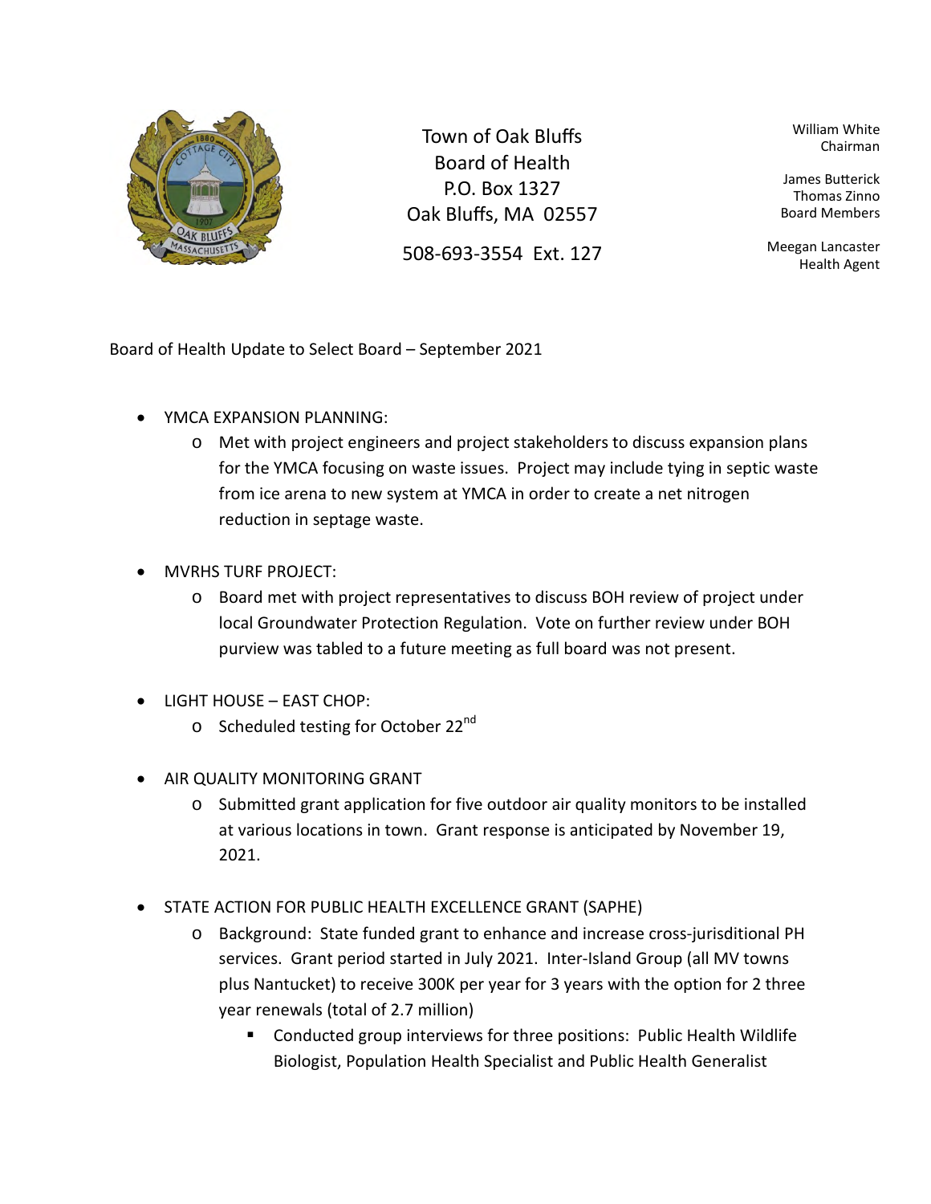Town of Oak Bluffs
Board of Health
P.O. Box 1327
Oak Bluffs, MA 02557

508-693-3554 Ext. 127

William White
Chairman

James Butterick
Thomas Zinno
Board Members

Meegan Lancaster
Health Agent

Board of Health Update to Select Board – September 2021

- YMCA EXPANSION PLANNING:
  - Met with project engineers and project stakeholders to discuss expansion plans for the YMCA focusing on waste issues. Project may include tying in septic waste from ice arena to new system at YMCA in order to create a net nitrogen reduction in septage waste.

- MVRHS TURF PROJECT:
  - Board met with project representatives to discuss BOH review of project under local Groundwater Protection Regulation. Vote on further review under BOH purview was tabled to a future meeting as full board was not present.

- LIGHT HOUSE – EAST CHOP:
  - Scheduled testing for October 22nd

- AIR QUALITY MONITORING GRANT
  - Submitted grant application for five outdoor air quality monitors to be installed at various locations in town. Grant response is anticipated by November 19, 2021.

- STATE ACTION FOR PUBLIC HEALTH EXCELLENCE GRANT (SAPHE)
  - Background: State funded grant to enhance and increase cross-jurisdictional PH services. Grant period started in July 2021. Inter-Island Group (all MV towns plus Nantucket) to receive 300K per year for 3 years with the option for 2 three year renewals (total of 2.7 million)
    - Conducted group interviews for three positions: Public Health Wildlife Biologist, Population Health Specialist and Public Health Generalist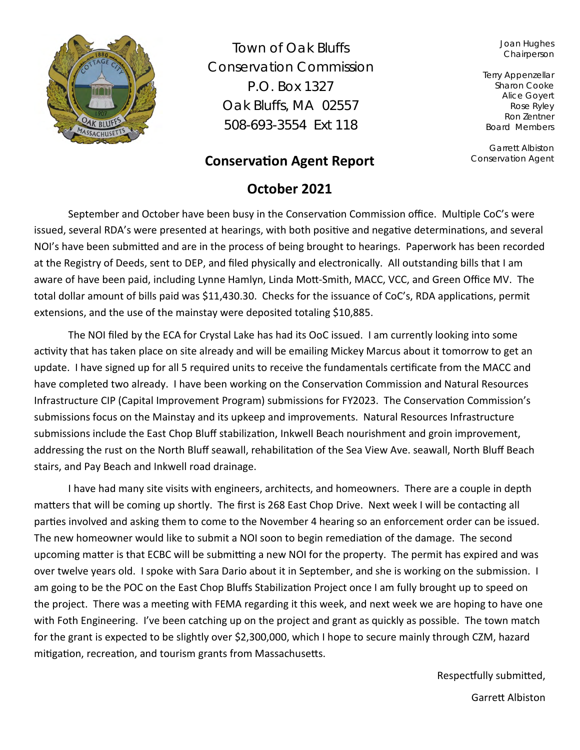Town of Oak Bluffs
Conservation Commission
P.O. Box 1327
Oak Bluffs, MA 02557
508-693-3554 Ext 118

Joan Hughes
Chairperson

Terry Appenzellar
Sharon Cooke
Alice Goyert
Rose Ryley
Ron Zentner
Board Members

Garrett Albiston
Conservation Agent

## Conservation Agent Report

## October 2021

September and October have been busy in the Conservation Commission office. Multiple CoC's were issued, several RDA's were presented at hearings, with both positive and negative determinations, and several NOI's have been submitted and are in the process of being brought to hearings. Paperwork has been recorded at the Registry of Deeds, sent to DEP, and filed physically and electronically. All outstanding bills that I am aware of have been paid, including Lynne Hamlyn, Linda Mott-Smith, MACC, VCC, and Green Office MV. The total dollar amount of bills paid was $11,430.30. Checks for the issuance of CoC's, RDA applications, permit extensions, and the use of the mainstay were deposited totaling $10,885.

The NOI filed by the ECA for Crystal Lake has had its OoC issued. I am currently looking into some activity that has taken place on site already and will be emailing Mickey Marcus about it tomorrow to get an update. I have signed up for all 5 required units to receive the fundamentals certificate from the MACC and have completed two already. I have been working on the Conservation Commission and Natural Resources Infrastructure CIP (Capital Improvement Program) submissions for FY2023. The Conservation Commission's submissions focus on the Mainstay and its upkeep and improvements. Natural Resources Infrastructure submissions include the East Chop Bluff stabilization, Inkwell Beach nourishment and groin improvement, addressing the rust on the North Bluff seawall, rehabilitation of the Sea View Ave. seawall, North Bluff Beach stairs, and Pay Beach and Inkwell road drainage.

I have had many site visits with engineers, architects, and homeowners. There are a couple in depth matters that will be coming up shortly. The first is 268 East Chop Drive. Next week I will be contacting all parties involved and asking them to come to the November 4 hearing so an enforcement order can be issued. The new homeowner would like to submit a NOI soon to begin remediation of the damage. The second upcoming matter is that ECBC will be submitting a new NOI for the property. The permit has expired and was over twelve years old. I spoke with Sara Dario about it in September, and she is working on the submission. I am going to be the POC on the East Chop Bluffs Stabilization Project once I am fully brought up to speed on the project. There was a meeting with FEMA regarding it this week, and next week we are hoping to have one with Foth Engineering. I've been catching up on the project and grant as quickly as possible. The town match for the grant is expected to be slightly over $2,300,000, which I hope to secure mainly through CZM, hazard mitigation, recreation, and tourism grants from Massachusetts.

Respectfully submitted,

Garrett Albiston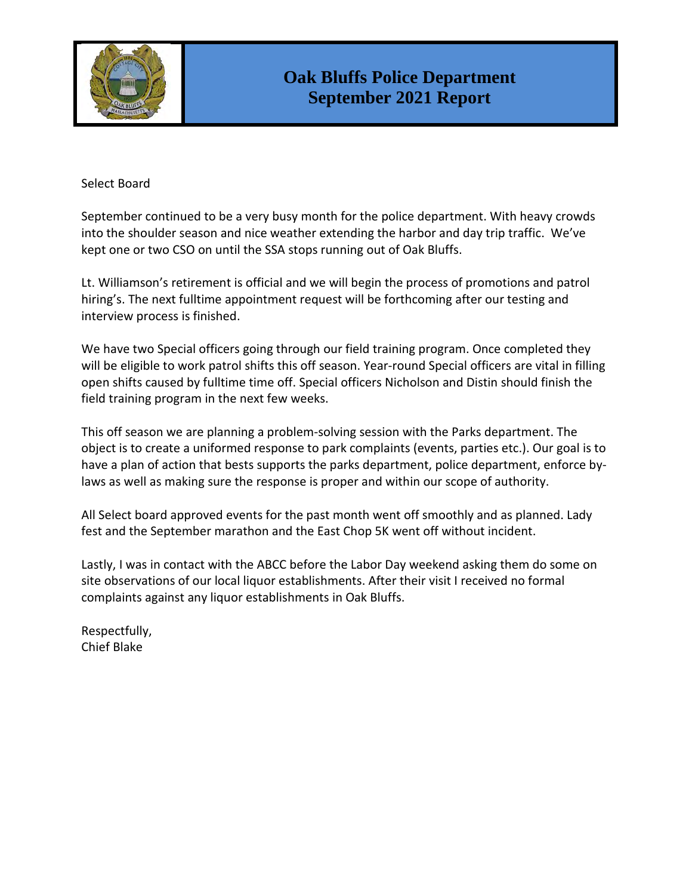# Oak Bluffs Police Department
# September 2021 Report

Select Board

September continued to be a very busy month for the police department. With heavy crowds into the shoulder season and nice weather extending the harbor and day trip traffic. We've kept one or two CSO on until the SSA stops running out of Oak Bluffs.

Lt. Williamson's retirement is official and we will begin the process of promotions and patrol hiring's. The next fulltime appointment request will be forthcoming after our testing and interview process is finished.

We have two Special officers going through our field training program. Once completed they will be eligible to work patrol shifts this off season. Year-round Special officers are vital in filling open shifts caused by fulltime time off. Special officers Nicholson and Distin should finish the field training program in the next few weeks.

This off season we are planning a problem-solving session with the Parks department. The object is to create a uniformed response to park complaints (events, parties etc.). Our goal is to have a plan of action that bests supports the parks department, police department, enforce by-laws as well as making sure the response is proper and within our scope of authority.

All Select board approved events for the past month went off smoothly and as planned. Lady fest and the September marathon and the East Chop 5K went off without incident.

Lastly, I was in contact with the ABCC before the Labor Day weekend asking them do some on site observations of our local liquor establishments. After their visit I received no formal complaints against any liquor establishments in Oak Bluffs.

Respectfully,
Chief Blake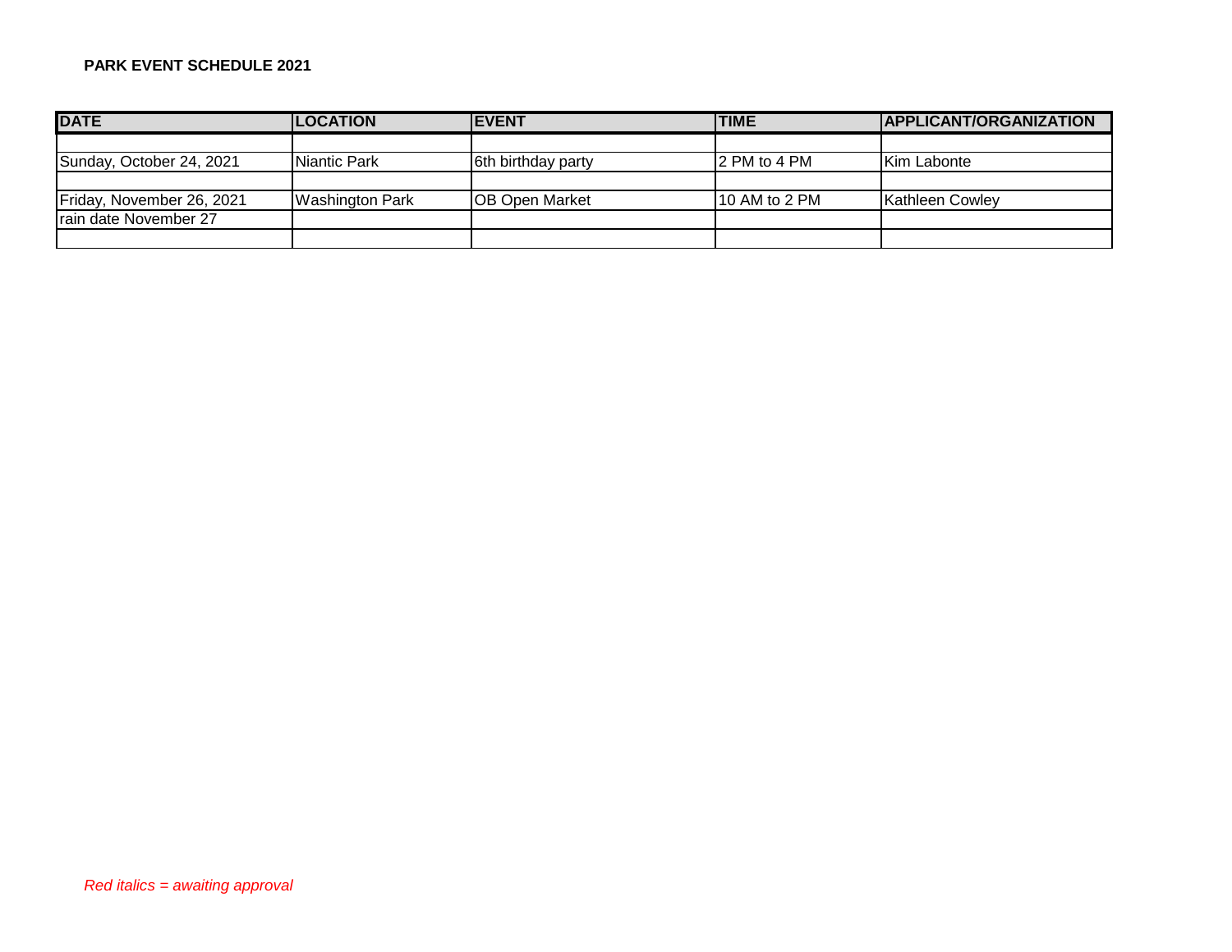**PARK EVENT SCHEDULE 2021**

| DATE | LOCATION | EVENT | TIME | APPLICANT/ORGANIZATION |
|---|---|---|---|---|
| | | | | |
| Sunday, October 24, 2021 | Niantic Park | 6th birthday party | 2 PM to 4 PM | Kim Labonte |
| | | | | |
| Friday, November 26, 2021 | Washington Park | OB Open Market | 10 AM to 2 PM | Kathleen Cowley |
| rain date November 27 | | | | |
| | | | | |

*Red italics = awaiting approval*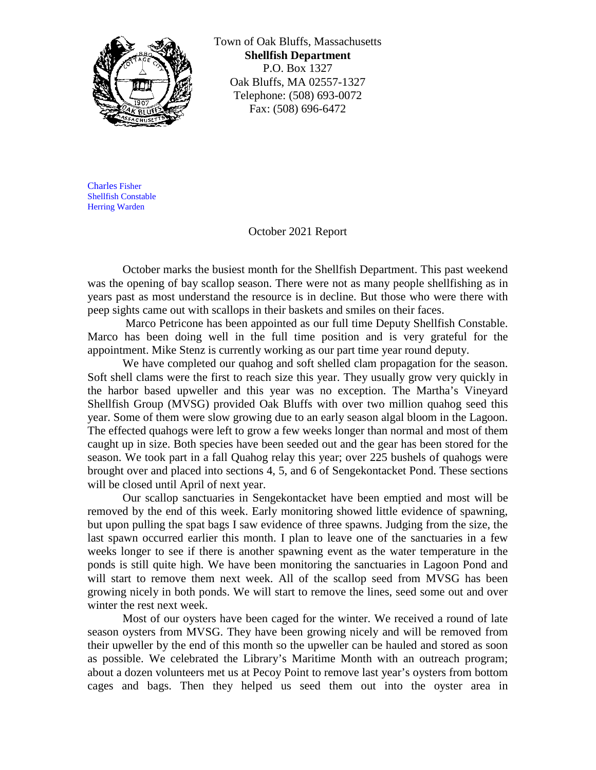Town of Oak Bluffs, Massachusetts
**Shellfish Department**
P.O. Box 1327
Oak Bluffs, MA 02557-1327
Telephone: (508) 693-0072
Fax: (508) 696-6472

Charles Fisher
Shellfish Constable
Herring Warden

October 2021 Report

October marks the busiest month for the Shellfish Department. This past weekend was the opening of bay scallop season. There were not as many people shellfishing as in years past as most understand the resource is in decline. But those who were there with peep sights came out with scallops in their baskets and smiles on their faces.

Marco Petricone has been appointed as our full time Deputy Shellfish Constable. Marco has been doing well in the full time position and is very grateful for the appointment. Mike Stenz is currently working as our part time year round deputy.

We have completed our quahog and soft shelled clam propagation for the season. Soft shell clams were the first to reach size this year. They usually grow very quickly in the harbor based upweller and this year was no exception. The Martha's Vineyard Shellfish Group (MVSG) provided Oak Bluffs with over two million quahog seed this year. Some of them were slow growing due to an early season algal bloom in the Lagoon. The effected quahogs were left to grow a few weeks longer than normal and most of them caught up in size. Both species have been seeded out and the gear has been stored for the season. We took part in a fall Quahog relay this year; over 225 bushels of quahogs were brought over and placed into sections 4, 5, and 6 of Sengekontacket Pond. These sections will be closed until April of next year.

Our scallop sanctuaries in Sengekontacket have been emptied and most will be removed by the end of this week. Early monitoring showed little evidence of spawning, but upon pulling the spat bags I saw evidence of three spawns. Judging from the size, the last spawn occurred earlier this month. I plan to leave one of the sanctuaries in a few weeks longer to see if there is another spawning event as the water temperature in the ponds is still quite high. We have been monitoring the sanctuaries in Lagoon Pond and will start to remove them next week. All of the scallop seed from MVSG has been growing nicely in both ponds. We will start to remove the lines, seed some out and over winter the rest next week.

Most of our oysters have been caged for the winter. We received a round of late season oysters from MVSG. They have been growing nicely and will be removed from their upweller by the end of this month so the upweller can be hauled and stored as soon as possible. We celebrated the Library's Maritime Month with an outreach program; about a dozen volunteers met us at Pecoy Point to remove last year's oysters from bottom cages and bags. Then they helped us seed them out into the oyster area in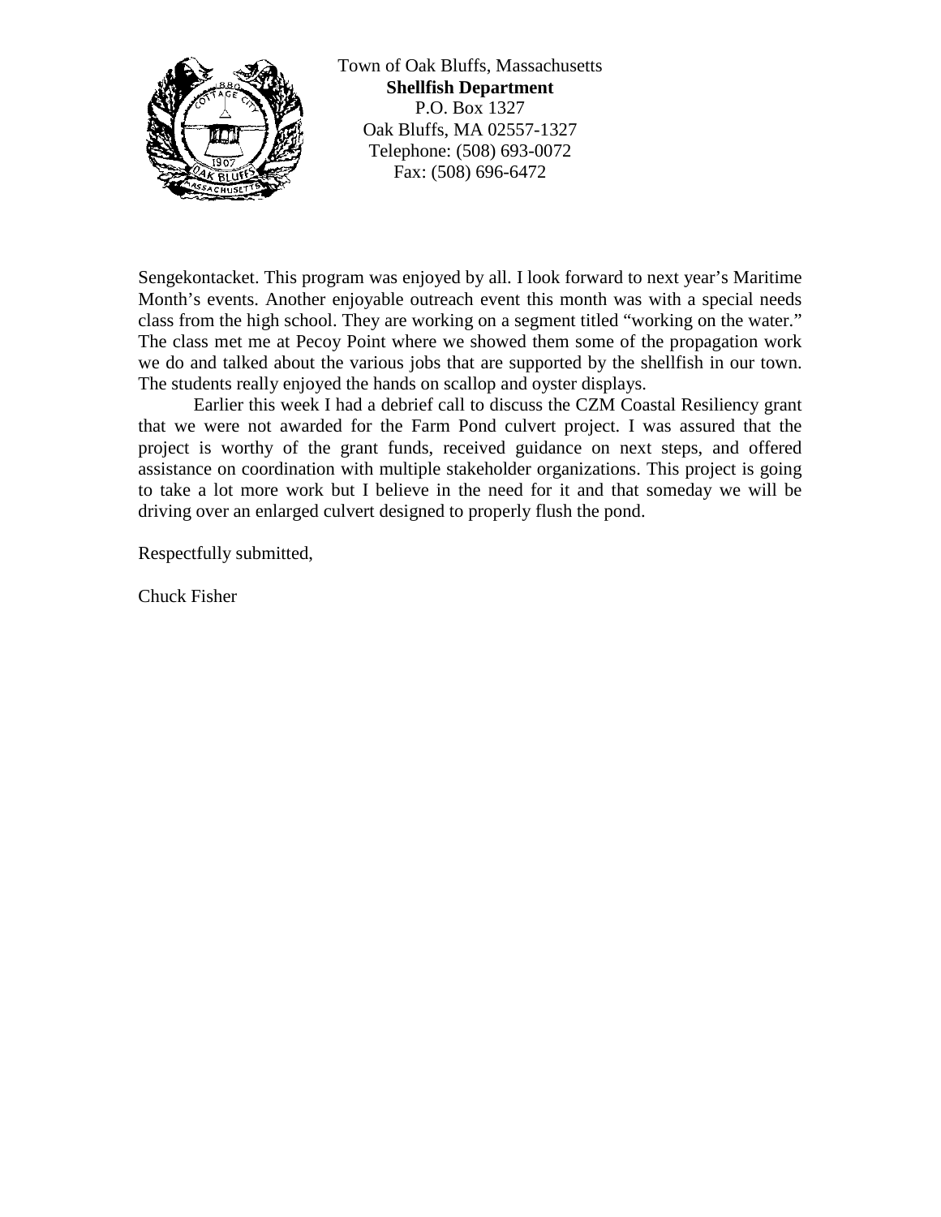Town of Oak Bluffs, Massachusetts
**Shellfish Department**
P.O. Box 1327
Oak Bluffs, MA 02557-1327
Telephone: (508) 693-0072
Fax: (508) 696-6472

Sengekontacket. This program was enjoyed by all. I look forward to next year's Maritime Month's events. Another enjoyable outreach event this month was with a special needs class from the high school. They are working on a segment titled "working on the water." The class met me at Pecoy Point where we showed them some of the propagation work we do and talked about the various jobs that are supported by the shellfish in our town. The students really enjoyed the hands on scallop and oyster displays.

Earlier this week I had a debrief call to discuss the CZM Coastal Resiliency grant that we were not awarded for the Farm Pond culvert project. I was assured that the project is worthy of the grant funds, received guidance on next steps, and offered assistance on coordination with multiple stakeholder organizations. This project is going to take a lot more work but I believe in the need for it and that someday we will be driving over an enlarged culvert designed to properly flush the pond.

Respectfully submitted,

Chuck Fisher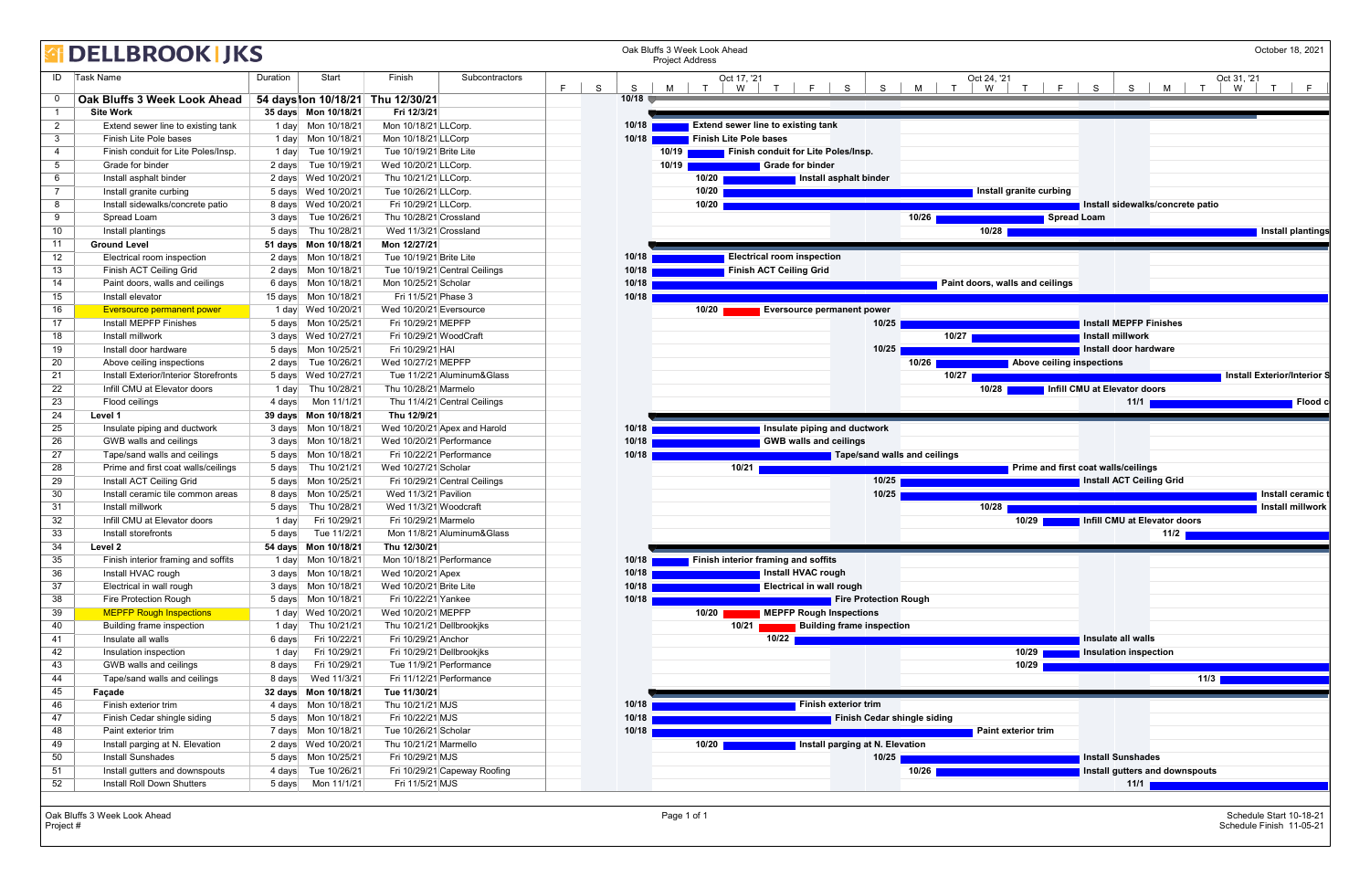# DELLBROOK | JKS

Oak Bluffs 3 Week Look Ahead
Project Address

October 18, 2021

| ID | Task Name | Duration | Start | Finish | Subcontractors |
|---|---|---|---|---|---|
| 0 | **Oak Bluffs 3 Week Look Ahead** | **54 days** | **Mon 10/18/21** | **Thu 12/30/21** | |
| 1 | **Site Work** | **35 days** | **Mon 10/18/21** | **Fri 12/3/21** | |
| 2 | Extend sewer line to existing tank | 1 day | Mon 10/18/21 | Mon 10/18/21 | LLCorp. |
| 3 | Finish Lite Pole bases | 1 day | Mon 10/18/21 | Mon 10/18/21 | LLCorp |
| 4 | Finish conduit for Lite Poles/Insp. | 1 day | Tue 10/19/21 | Tue 10/19/21 | Brite Lite |
| 5 | Grade for binder | 2 days | Tue 10/19/21 | Wed 10/20/21 | LLCorp. |
| 6 | Install asphalt binder | 2 days | Wed 10/20/21 | Thu 10/21/21 | LLCorp. |
| 7 | Install granite curbing | 5 days | Wed 10/20/21 | Tue 10/26/21 | LLCorp. |
| 8 | Install sidewalks/concrete patio | 8 days | Wed 10/20/21 | Fri 10/29/21 | LLCorp. |
| 9 | Spread Loam | 3 days | Tue 10/26/21 | Thu 10/28/21 | Crossland |
| 10 | Install plantings | 5 days | Thu 10/28/21 | Wed 11/3/21 | Crossland |
| 11 | **Ground Level** | **51 days** | **Mon 10/18/21** | **Mon 12/27/21** | |
| 12 | Electrical room inspection | 2 days | Mon 10/18/21 | Tue 10/19/21 | Brite Lite |
| 13 | Finish ACT Ceiling Grid | 2 days | Mon 10/18/21 | Tue 10/19/21 | Central Ceilings |
| 14 | Paint doors, walls and ceilings | 6 days | Mon 10/18/21 | Mon 10/25/21 | Scholar |
| 15 | Install elevator | 15 days | Mon 10/18/21 | Fri 11/5/21 | Phase 3 |
| 16 | Eversource permanent power | 1 day | Wed 10/20/21 | Wed 10/20/21 | Eversource |
| 17 | Install MEPFP Finishes | 5 days | Mon 10/25/21 | Fri 10/29/21 | MEPFP |
| 18 | Install millwork | 3 days | Wed 10/27/21 | Fri 10/29/21 | WoodCraft |
| 19 | Install door hardware | 5 days | Mon 10/25/21 | Fri 10/29/21 | HAI |
| 20 | Above ceiling inspections | 2 days | Tue 10/26/21 | Wed 10/27/21 | MEPFP |
| 21 | Install Exterior/Interior Storefronts | 5 days | Wed 10/27/21 | Tue 11/2/21 | Aluminum&Glass |
| 22 | Infill CMU at Elevator doors | 1 day | Thu 10/28/21 | Thu 10/28/21 | Marmelo |
| 23 | Flood ceilings | 4 days | Mon 11/1/21 | Thu 11/4/21 | Central Ceilings |
| 24 | **Level 1** | **39 days** | **Mon 10/18/21** | **Thu 12/9/21** | |
| 25 | Insulate piping and ductwork | 3 days | Mon 10/18/21 | Wed 10/20/21 | Apex and Harold |
| 26 | GWB walls and ceilings | 3 days | Mon 10/18/21 | Wed 10/20/21 | Performance |
| 27 | Tape/sand walls and ceilings | 5 days | Mon 10/18/21 | Fri 10/22/21 | Performance |
| 28 | Prime and first coat walls/ceilings | 5 days | Thu 10/21/21 | Wed 10/27/21 | Scholar |
| 29 | Install ACT Ceiling Grid | 5 days | Mon 10/25/21 | Fri 10/29/21 | Central Ceilings |
| 30 | Install ceramic tile common areas | 8 days | Mon 10/25/21 | Wed 11/3/21 | Pavilion |
| 31 | Install millwork | 5 days | Thu 10/28/21 | Wed 11/3/21 | Woodcraft |
| 32 | Infill CMU at Elevator doors | 1 day | Fri 10/29/21 | Fri 10/29/21 | Marmelo |
| 33 | Install storefronts | 5 days | Tue 11/2/21 | Mon 11/8/21 | Aluminum&Glass |
| 34 | **Level 2** | **54 days** | **Mon 10/18/21** | **Thu 12/30/21** | |
| 35 | Finish interior framing and soffits | 1 day | Mon 10/18/21 | Mon 10/18/21 | Performance |
| 36 | Install HVAC rough | 3 days | Mon 10/18/21 | Wed 10/20/21 | Apex |
| 37 | Electrical in wall rough | 3 days | Mon 10/18/21 | Wed 10/20/21 | Brite Lite |
| 38 | Fire Protection Rough | 5 days | Mon 10/18/21 | Fri 10/22/21 | Yankee |
| 39 | MEPFP Rough Inspections | 1 day | Wed 10/20/21 | Wed 10/20/21 | MEPFP |
| 40 | Building frame inspection | 1 day | Thu 10/21/21 | Thu 10/21/21 | Dellbrookjks |
| 41 | Insulate all walls | 6 days | Fri 10/22/21 | Fri 10/29/21 | Anchor |
| 42 | Insulation inspection | 1 day | Fri 10/29/21 | Fri 10/29/21 | Dellbrookjks |
| 43 | GWB walls and ceilings | 8 days | Fri 10/29/21 | Tue 11/9/21 | Performance |
| 44 | Tape/sand walls and ceilings | 8 days | Wed 11/3/21 | Fri 11/12/21 | Performance |
| 45 | **Façade** | **32 days** | **Mon 10/18/21** | **Tue 11/30/21** | |
| 46 | Finish exterior trim | 4 days | Mon 10/18/21 | Thu 10/21/21 | MJS |
| 47 | Finish Cedar shingle siding | 5 days | Mon 10/18/21 | Fri 10/22/21 | MJS |
| 48 | Paint exterior trim | 7 days | Mon 10/18/21 | Tue 10/26/21 | Scholar |
| 49 | Install parging at N. Elevation | 2 days | Wed 10/20/21 | Thu 10/21/21 | Marmello |
| 50 | Install Sunshades | 5 days | Mon 10/25/21 | Fri 10/29/21 | MJS |
| 51 | Install gutters and downspouts | 4 days | Tue 10/26/21 | Fri 10/29/21 | Capeway Roofing |
| 52 | Install Roll Down Shutters | 5 days | Mon 11/1/21 | Fri 11/5/21 | MJS |

Oak Bluffs 3 Week Look Ahead
Project #

Schedule Start 10-18-21
Schedule Finish 11-05-21